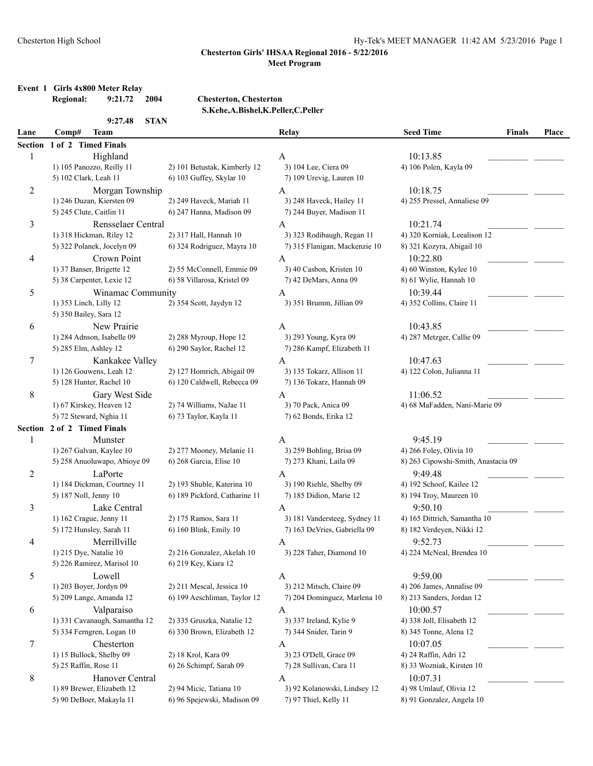# Chesterton Girls' IHSAA Regional 2016 - 5/22/2016

## Meet Program

**Event 1 Girls 4x800 Meter Relay**

**Regional: 9:21.72 2004 Chesterton, Chesterton**
**S.Kehe,A.Bishel,K.Peller,C.Peller**

**9:27.48 STAN**

| Lane | Comp# | Team | | Relay | Seed Time | Finals | Place |
|---|---|---|---|---|---|---|---|
| **Section 1 of 2 Timed Finals** | | | | | | | |
| 1 | | Highland | | A | 10:13.85 | _________ | _______ |
| | 1) 105 Panozzo, Reilly 11 | 2) 101 Betustak, Kimberly 12 | | 3) 104 Lee, Ciera 09 | 4) 106 Polen, Kayla 09 | | |
| | 5) 102 Clark, Leah 11 | 6) 103 Guffey, Skylar 10 | | 7) 109 Urevig, Lauren 10 | | | |
| 2 | | Morgan Township | | A | 10:18.75 | _________ | _______ |
| | 1) 246 Duzan, Kiersten 09 | 2) 249 Haveck, Mariah 11 | | 3) 248 Haveck, Hailey 11 | 4) 255 Pressel, Annaliese 09 | | |
| | 5) 245 Clute, Caitlin 11 | 6) 247 Hanna, Madison 09 | | 7) 244 Buyer, Madison 11 | | | |
| 3 | | Rensselaer Central | | A | 10:21.74 | _________ | _______ |
| | 1) 318 Hickman, Riley 12 | 2) 317 Hall, Hannah 10 | | 3) 323 Rodibaugh, Regan 11 | 4) 320 Korniak, Leealison 12 | | |
| | 5) 322 Polanek, Jocelyn 09 | 6) 324 Rodriguez, Mayra 10 | | 7) 315 Flanigan, Mackenzie 10 | 8) 321 Kozyra, Abigail 10 | | |
| 4 | | Crown Point | | A | 10:22.80 | _________ | _______ |
| | 1) 37 Banser, Brigette 12 | 2) 55 McConnell, Emmie 09 | | 3) 40 Casbon, Kristen 10 | 4) 60 Winston, Kylee 10 | | |
| | 5) 38 Carpenter, Lexie 12 | 6) 58 Villarosa, Kristel 09 | | 7) 42 DeMars, Anna 09 | 8) 61 Wylie, Hannah 10 | | |
| 5 | | Winamac Community | | A | 10:39.44 | _________ | _______ |
| | 1) 353 Linch, Lilly 12 | 2) 354 Scott, Jaydyn 12 | | 3) 351 Brumm, Jillian 09 | 4) 352 Collins, Claire 11 | | |
| | 5) 350 Bailey, Sara 12 | | | | | | |
| 6 | | New Prairie | | A | 10:43.85 | _________ | _______ |
| | 1) 284 Adnson, Isabelle 09 | 2) 288 Myroup, Hope 12 | | 3) 293 Young, Kyra 09 | 4) 287 Metzger, Callie 09 | | |
| | 5) 285 Elm, Ashley 12 | 6) 290 Saylor, Rachel 12 | | 7) 286 Kampf, Elizabeth 11 | | | |
| 7 | | Kankakee Valley | | A | 10:47.63 | _________ | _______ |
| | 1) 126 Gouwens, Leah 12 | 2) 127 Homrich, Abigail 09 | | 3) 135 Tokarz, Allison 11 | 4) 122 Colon, Julianna 11 | | |
| | 5) 128 Hunter, Rachel 10 | 6) 120 Caldwell, Rebecca 09 | | 7) 136 Tokarz, Hannah 09 | | | |
| 8 | | Gary West Side | | A | 11:06.52 | _________ | _______ |
| | 1) 67 Kirskey, Heaven 12 | 2) 74 Williams, NaJae 11 | | 3) 70 Pack, Anica 09 | 4) 68 MaFadden, Nani-Marie 09 | | |
| | 5) 72 Steward, Nghia 11 | 6) 73 Taylor, Kayla 11 | | 7) 62 Bonds, Erika 12 | | | |
| **Section 2 of 2 Timed Finals** | | | | | | | |
| 1 | | Munster | | A | 9:45.19 | _________ | _______ |
| | 1) 267 Galvan, Kaylee 10 | 2) 277 Mooney, Melanie 11 | | 3) 259 Bohling, Brisa 09 | 4) 266 Foley, Olivia 10 | | |
| | 5) 258 Anuoluwapo, Abioye 09 | 6) 268 Garcia, Elise 10 | | 7) 273 Khani, Laila 09 | 8) 263 Cipowski-Smith, Anastacia 09 | | |
| 2 | | LaPorte | | A | 9:49.48 | _________ | _______ |
| | 1) 184 Dickman, Courtney 11 | 2) 193 Shuble, Katerina 10 | | 3) 190 Riehle, Shelby 09 | 4) 192 Schoof, Kailee 12 | | |
| | 5) 187 Noll, Jenny 10 | 6) 189 Pickford, Catharine 11 | | 7) 185 Didion, Marie 12 | 8) 194 Troy, Maureen 10 | | |
| 3 | | Lake Central | | A | 9:50.10 | _________ | _______ |
| | 1) 162 Crague, Jenny 11 | 2) 175 Ramos, Sara 11 | | 3) 181 Vandersteeg, Sydney 11 | 4) 165 Dittrich, Samantha 10 | | |
| | 5) 172 Hunsley, Sarah 11 | 6) 160 Blink, Emily 10 | | 7) 163 DeVries, Gabriella 09 | 8) 182 Verdeyen, Nikki 12 | | |
| 4 | | Merrillville | | A | 9:52.73 | _________ | _______ |
| | 1) 215 Dye, Natalie 10 | 2) 216 Gonzalez, Akelah 10 | | 3) 228 Taher, Diamond 10 | 4) 224 McNeal, Brendea 10 | | |
| | 5) 226 Ramirez, Marisol 10 | 6) 219 Key, Kiara 12 | | | | | |
| 5 | | Lowell | | A | 9:59.00 | _________ | _______ |
| | 1) 203 Boyer, Jordyn 09 | 2) 211 Mescal, Jessica 10 | | 3) 212 Mitsch, Claire 09 | 4) 206 James, Annalise 09 | | |
| | 5) 209 Lange, Amanda 12 | 6) 199 Aeschliman, Taylor 12 | | 7) 204 Dominguez, Marlena 10 | 8) 213 Sanders, Jordan 12 | | |
| 6 | | Valparaiso | | A | 10:00.57 | _________ | _______ |
| | 1) 331 Cavanaugh, Samantha 12 | 2) 335 Gruszka, Natalie 12 | | 3) 337 Ireland, Kylie 9 | 4) 338 Joll, Elisabeth 12 | | |
| | 5) 334 Ferngren, Logan 10 | 6) 330 Brown, Elizabeth 12 | | 7) 344 Snider, Tarin 9 | 8) 345 Tonne, Alena 12 | | |
| 7 | | Chesterton | | A | 10:07.05 | _________ | _______ |
| | 1) 15 Bullock, Shelby 09 | 2) 18 Krol, Kara 09 | | 3) 23 O'Dell, Grace 09 | 4) 24 Raffin, Adri 12 | | |
| | 5) 25 Raffin, Rose 11 | 6) 26 Schimpf, Sarah 09 | | 7) 28 Sullivan, Cara 11 | 8) 33 Wozniak, Kirsten 10 | | |
| 8 | | Hanover Central | | A | 10:07.31 | _________ | _______ |
| | 1) 89 Brewer, Elizabeth 12 | 2) 94 Micic, Tatiana 10 | | 3) 92 Kolanowski, Lindsey 12 | 4) 98 Umlauf, Olivia 12 | | |
| | 5) 90 DeBoer, Makayla 11 | 6) 96 Spejewski, Madison 09 | | 7) 97 Thiel, Kelly 11 | 8) 91 Gonzalez, Angela 10 | | |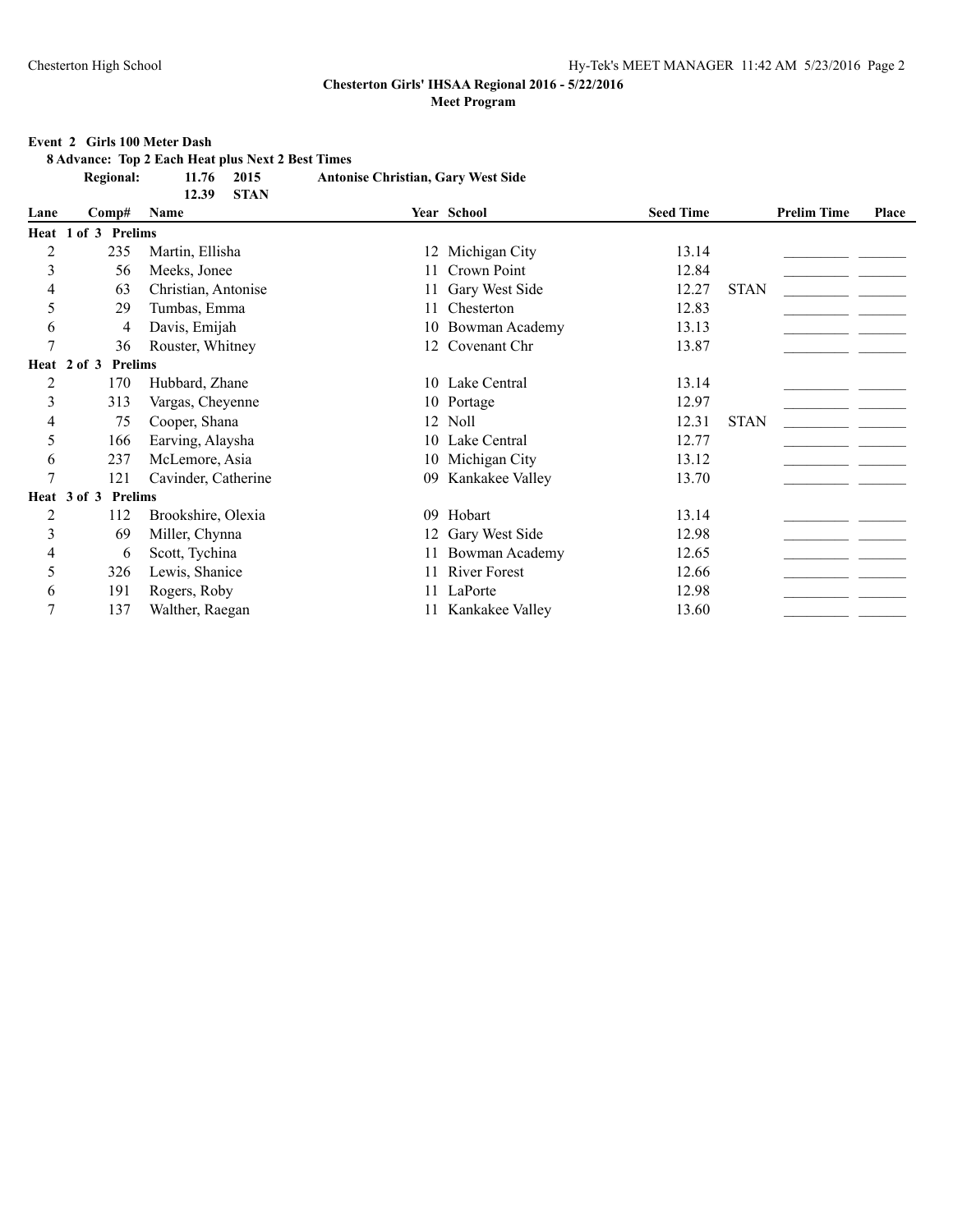**Chesterton Girls' IHSAA Regional 2016 - 5/22/2016**

**Meet Program**

**Event 2 Girls 100 Meter Dash**

**8 Advance: Top 2 Each Heat plus Next 2 Best Times**

**Regional: 11.76 2015 Antonise Christian, Gary West Side**

**12.39 STAN**

| Lane | Comp# | Name | Year | School | Seed Time | | Prelim Time | Place |
|---|---|---|---|---|---|---|---|---|
| **Heat 1 of 3 Prelims** | | | | | | | | |
| 2 | 235 | Martin, Ellisha | 12 | Michigan City | 13.14 | | _________ | _______ |
| 3 | 56 | Meeks, Jonee | 11 | Crown Point | 12.84 | | _________ | _______ |
| 4 | 63 | Christian, Antonise | 11 | Gary West Side | 12.27 | STAN | _________ | _______ |
| 5 | 29 | Tumbas, Emma | 11 | Chesterton | 12.83 | | _________ | _______ |
| 6 | 4 | Davis, Emijah | 10 | Bowman Academy | 13.13 | | _________ | _______ |
| 7 | 36 | Rouster, Whitney | 12 | Covenant Chr | 13.87 | | _________ | _______ |
| **Heat 2 of 3 Prelims** | | | | | | | | |
| 2 | 170 | Hubbard, Zhane | 10 | Lake Central | 13.14 | | _________ | _______ |
| 3 | 313 | Vargas, Cheyenne | 10 | Portage | 12.97 | | _________ | _______ |
| 4 | 75 | Cooper, Shana | 12 | Noll | 12.31 | STAN | _________ | _______ |
| 5 | 166 | Earving, Alaysha | 10 | Lake Central | 12.77 | | _________ | _______ |
| 6 | 237 | McLemore, Asia | 10 | Michigan City | 13.12 | | _________ | _______ |
| 7 | 121 | Cavinder, Catherine | 09 | Kankakee Valley | 13.70 | | _________ | _______ |
| **Heat 3 of 3 Prelims** | | | | | | | | |
| 2 | 112 | Brookshire, Olexia | 09 | Hobart | 13.14 | | _________ | _______ |
| 3 | 69 | Miller, Chynna | 12 | Gary West Side | 12.98 | | _________ | _______ |
| 4 | 6 | Scott, Tychina | 11 | Bowman Academy | 12.65 | | _________ | _______ |
| 5 | 326 | Lewis, Shanice | 11 | River Forest | 12.66 | | _________ | _______ |
| 6 | 191 | Rogers, Roby | 11 | LaPorte | 12.98 | | _________ | _______ |
| 7 | 137 | Walther, Raegan | 11 | Kankakee Valley | 13.60 | | _________ | _______ |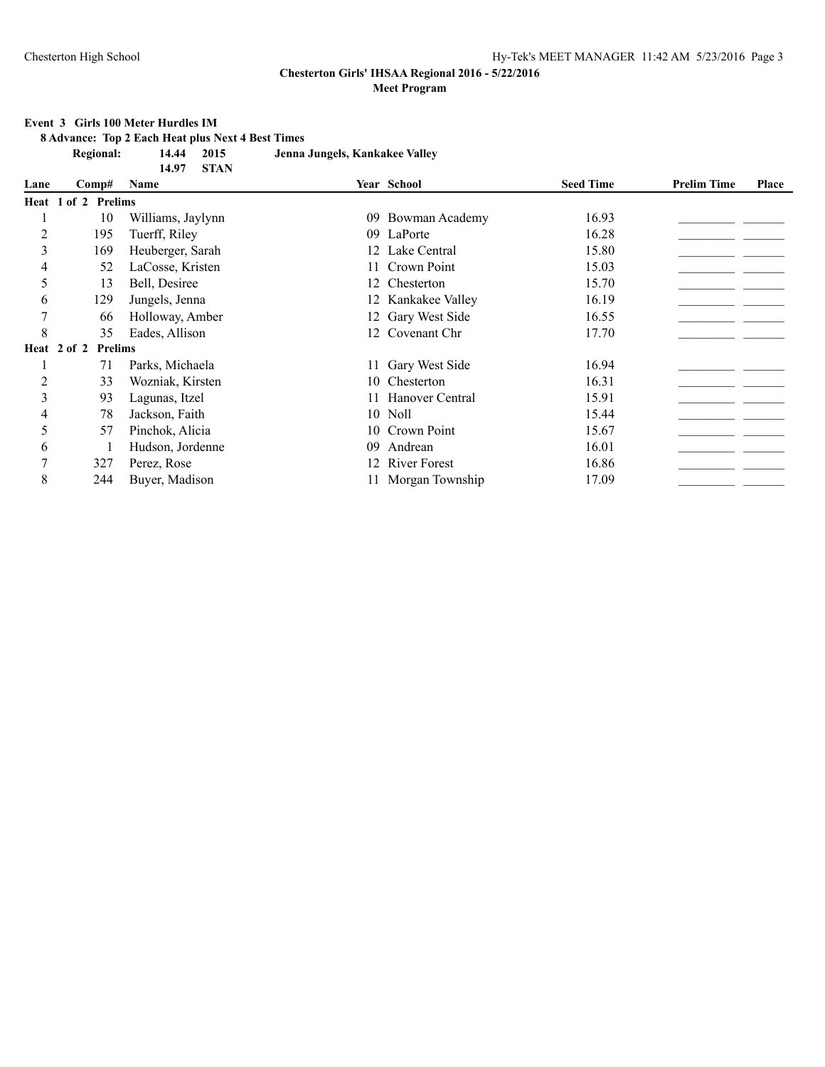## Chesterton Girls' IHSAA Regional 2016 - 5/22/2016

### Meet Program

**Event 3 Girls 100 Meter Hurdles IM**

**8 Advance: Top 2 Each Heat plus Next 4 Best Times**

**Regional: 14.44 2015 Jenna Jungels, Kankakee Valley**

**14.97 STAN**

| Lane | Comp# | Name | Year | School | Seed Time | Prelim Time | Place |
|---|---|---|---|---|---|---|---|
| **Heat 1 of 2 Prelims** | | | | | | | |
| 1 | 10 | Williams, Jaylynn | 09 | Bowman Academy | 16.93 | ________ | ______ |
| 2 | 195 | Tuerff, Riley | 09 | LaPorte | 16.28 | ________ | ______ |
| 3 | 169 | Heuberger, Sarah | 12 | Lake Central | 15.80 | ________ | ______ |
| 4 | 52 | LaCosse, Kristen | 11 | Crown Point | 15.03 | ________ | ______ |
| 5 | 13 | Bell, Desiree | 12 | Chesterton | 15.70 | ________ | ______ |
| 6 | 129 | Jungels, Jenna | 12 | Kankakee Valley | 16.19 | ________ | ______ |
| 7 | 66 | Holloway, Amber | 12 | Gary West Side | 16.55 | ________ | ______ |
| 8 | 35 | Eades, Allison | 12 | Covenant Chr | 17.70 | ________ | ______ |
| **Heat 2 of 2 Prelims** | | | | | | | |
| 1 | 71 | Parks, Michaela | 11 | Gary West Side | 16.94 | ________ | ______ |
| 2 | 33 | Wozniak, Kirsten | 10 | Chesterton | 16.31 | ________ | ______ |
| 3 | 93 | Lagunas, Itzel | 11 | Hanover Central | 15.91 | ________ | ______ |
| 4 | 78 | Jackson, Faith | 10 | Noll | 15.44 | ________ | ______ |
| 5 | 57 | Pinchok, Alicia | 10 | Crown Point | 15.67 | ________ | ______ |
| 6 | 1 | Hudson, Jordenne | 09 | Andrean | 16.01 | ________ | ______ |
| 7 | 327 | Perez, Rose | 12 | River Forest | 16.86 | ________ | ______ |
| 8 | 244 | Buyer, Madison | 11 | Morgan Township | 17.09 | ________ | ______ |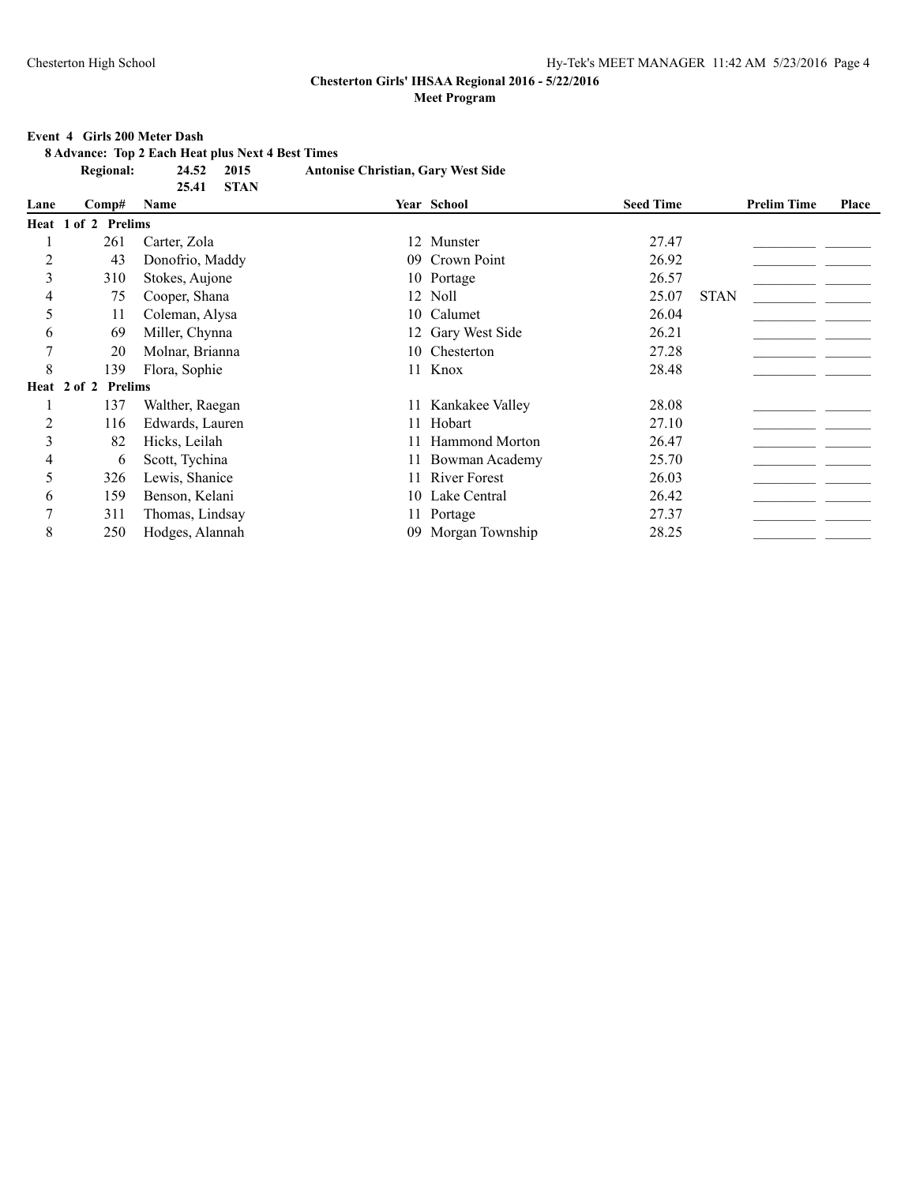**Chesterton Girls' IHSAA Regional 2016 - 5/22/2016**

**Meet Program**

**Event 4 Girls 200 Meter Dash**

**8 Advance: Top 2 Each Heat plus Next 4 Best Times**

**Regional: 24.52 2015 Antonise Christian, Gary West Side**

**25.41 STAN**

| Lane | Comp# | Name | Year | School | Seed Time | | Prelim Time | Place |
|---|---|---|---|---|---|---|---|---|
| **Heat 1 of 2 Prelims** | | | | | | | | |
| 1 | 261 | Carter, Zola | 12 | Munster | 27.47 | | _________ | _______ |
| 2 | 43 | Donofrio, Maddy | 09 | Crown Point | 26.92 | | _________ | _______ |
| 3 | 310 | Stokes, Aujone | 10 | Portage | 26.57 | | _________ | _______ |
| 4 | 75 | Cooper, Shana | 12 | Noll | 25.07 | STAN | _________ | _______ |
| 5 | 11 | Coleman, Alysa | 10 | Calumet | 26.04 | | _________ | _______ |
| 6 | 69 | Miller, Chynna | 12 | Gary West Side | 26.21 | | _________ | _______ |
| 7 | 20 | Molnar, Brianna | 10 | Chesterton | 27.28 | | _________ | _______ |
| 8 | 139 | Flora, Sophie | 11 | Knox | 28.48 | | _________ | _______ |
| **Heat 2 of 2 Prelims** | | | | | | | | |
| 1 | 137 | Walther, Raegan | 11 | Kankakee Valley | 28.08 | | _________ | _______ |
| 2 | 116 | Edwards, Lauren | 11 | Hobart | 27.10 | | _________ | _______ |
| 3 | 82 | Hicks, Leilah | 11 | Hammond Morton | 26.47 | | _________ | _______ |
| 4 | 6 | Scott, Tychina | 11 | Bowman Academy | 25.70 | | _________ | _______ |
| 5 | 326 | Lewis, Shanice | 11 | River Forest | 26.03 | | _________ | _______ |
| 6 | 159 | Benson, Kelani | 10 | Lake Central | 26.42 | | _________ | _______ |
| 7 | 311 | Thomas, Lindsay | 11 | Portage | 27.37 | | _________ | _______ |
| 8 | 250 | Hodges, Alannah | 09 | Morgan Township | 28.25 | | _________ | _______ |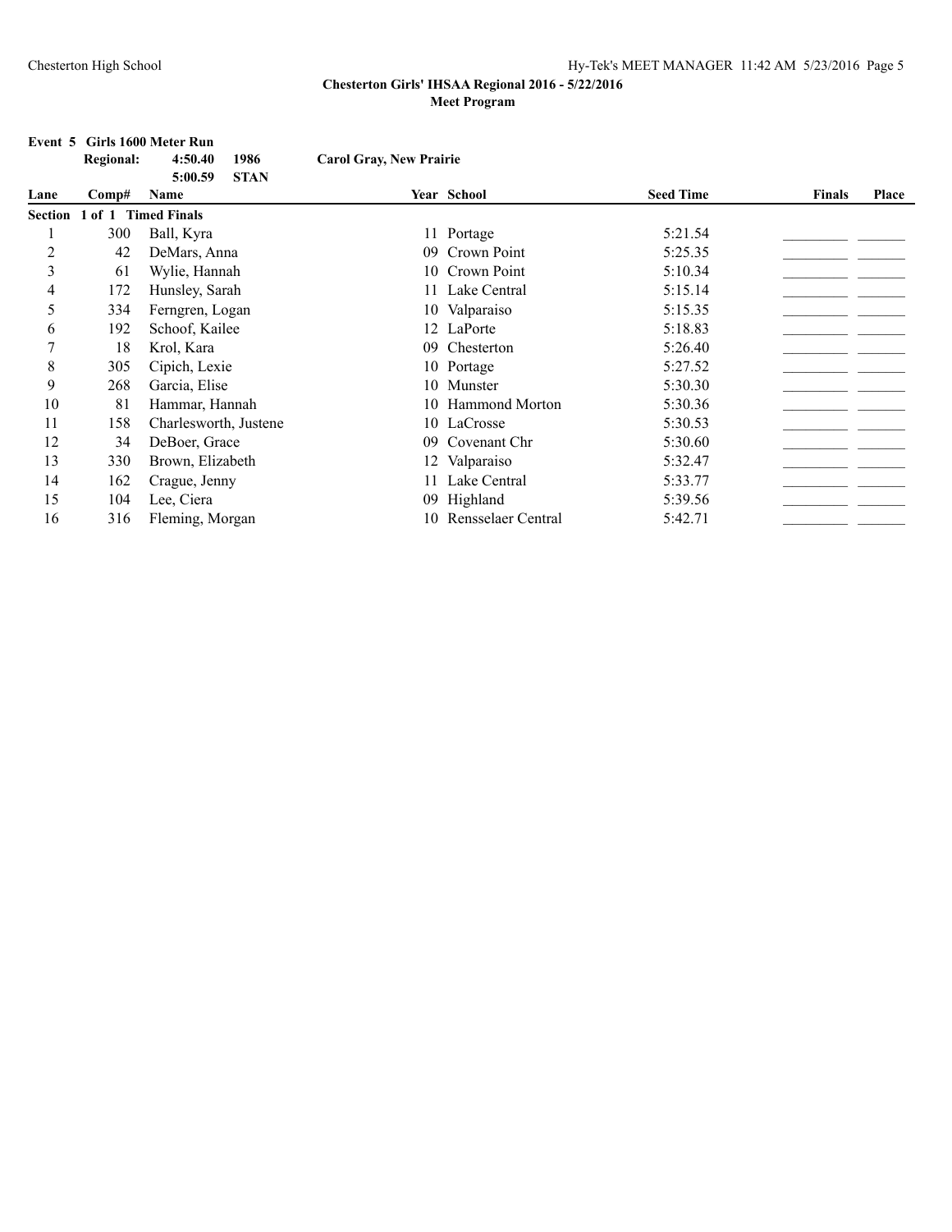**Chesterton Girls' IHSAA Regional 2016 - 5/22/2016**

**Meet Program**

**Event 5 Girls 1600 Meter Run**

**Regional:** **4:50.40** **1986** **Carol Gray, New Prairie**

**5:00.59** **STAN**

| Lane | Comp# | Name | Year | School | Seed Time | Finals | Place |
|---|---|---|---|---|---|---|---|
| **Section 1 of 1 Timed Finals** | | | | | | | |
| 1 | 300 | Ball, Kyra | 11 | Portage | 5:21.54 | _________ | _______ |
| 2 | 42 | DeMars, Anna | 09 | Crown Point | 5:25.35 | _________ | _______ |
| 3 | 61 | Wylie, Hannah | 10 | Crown Point | 5:10.34 | _________ | _______ |
| 4 | 172 | Hunsley, Sarah | 11 | Lake Central | 5:15.14 | _________ | _______ |
| 5 | 334 | Ferngren, Logan | 10 | Valparaiso | 5:15.35 | _________ | _______ |
| 6 | 192 | Schoof, Kailee | 12 | LaPorte | 5:18.83 | _________ | _______ |
| 7 | 18 | Krol, Kara | 09 | Chesterton | 5:26.40 | _________ | _______ |
| 8 | 305 | Cipich, Lexie | 10 | Portage | 5:27.52 | _________ | _______ |
| 9 | 268 | Garcia, Elise | 10 | Munster | 5:30.30 | _________ | _______ |
| 10 | 81 | Hammar, Hannah | 10 | Hammond Morton | 5:30.36 | _________ | _______ |
| 11 | 158 | Charlesworth, Justene | 10 | LaCrosse | 5:30.53 | _________ | _______ |
| 12 | 34 | DeBoer, Grace | 09 | Covenant Chr | 5:30.60 | _________ | _______ |
| 13 | 330 | Brown, Elizabeth | 12 | Valparaiso | 5:32.47 | _________ | _______ |
| 14 | 162 | Crague, Jenny | 11 | Lake Central | 5:33.77 | _________ | _______ |
| 15 | 104 | Lee, Ciera | 09 | Highland | 5:39.56 | _________ | _______ |
| 16 | 316 | Fleming, Morgan | 10 | Rensselaer Central | 5:42.71 | _________ | _______ |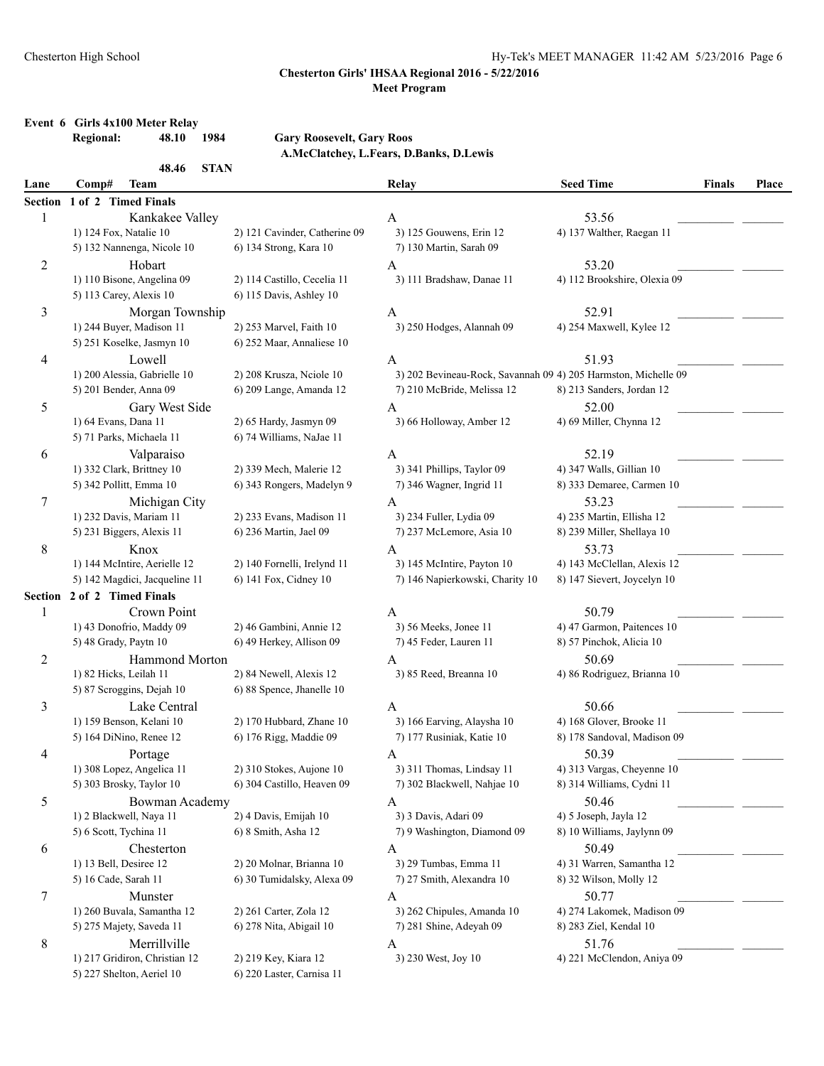**Chesterton Girls' IHSAA Regional 2016 - 5/22/2016**

**Meet Program**

**Event 6 Girls 4x100 Meter Relay**

| | | | |
|---|---|---|---|
| **Regional:** | **48.10** | **1984** | **Gary Roosevelt, Gary Roos** |
| | | | **A.McClatchey, L.Fears, D.Banks, D.Lewis** |
| | **48.46** | **STAN** | |

| Lane | Comp# Team | | Relay | Seed Time | Finals | Place |
|---|---|---|---|---|---|---|
| **Section 1 of 2 Timed Finals** | | | | | | |
| 1 | Kankakee Valley | | A | 53.56 | _________ | _______ |
| | 1) 124 Fox, Natalie 10 | 2) 121 Cavinder, Catherine 09 | 3) 125 Gouwens, Erin 12 | 4) 137 Walther, Raegan 11 | | |
| | 5) 132 Nannenga, Nicole 10 | 6) 134 Strong, Kara 10 | 7) 130 Martin, Sarah 09 | | | |
| 2 | Hobart | | A | 53.20 | _________ | _______ |
| | 1) 110 Bisone, Angelina 09 | 2) 114 Castillo, Cecelia 11 | 3) 111 Bradshaw, Danae 11 | 4) 112 Brookshire, Olexia 09 | | |
| | 5) 113 Carey, Alexis 10 | 6) 115 Davis, Ashley 10 | | | | |
| 3 | Morgan Township | | A | 52.91 | _________ | _______ |
| | 1) 244 Buyer, Madison 11 | 2) 253 Marvel, Faith 10 | 3) 250 Hodges, Alannah 09 | 4) 254 Maxwell, Kylee 12 | | |
| | 5) 251 Koselke, Jasmyn 10 | 6) 252 Maar, Annaliese 10 | | | | |
| 4 | Lowell | | A | 51.93 | _________ | _______ |
| | 1) 200 Alessia, Gabrielle 10 | 2) 208 Krusza, Nciole 10 | 3) 202 Bevineau-Rock, Savannah 09 | 4) 205 Harmston, Michelle 09 | | |
| | 5) 201 Bender, Anna 09 | 6) 209 Lange, Amanda 12 | 7) 210 McBride, Melissa 12 | 8) 213 Sanders, Jordan 12 | | |
| 5 | Gary West Side | | A | 52.00 | _________ | _______ |
| | 1) 64 Evans, Dana 11 | 2) 65 Hardy, Jasmyn 09 | 3) 66 Holloway, Amber 12 | 4) 69 Miller, Chynna 12 | | |
| | 5) 71 Parks, Michaela 11 | 6) 74 Williams, NaJae 11 | | | | |
| 6 | Valparaiso | | A | 52.19 | _________ | _______ |
| | 1) 332 Clark, Brittney 10 | 2) 339 Mech, Malerie 12 | 3) 341 Phillips, Taylor 09 | 4) 347 Walls, Gillian 10 | | |
| | 5) 342 Pollitt, Emma 10 | 6) 343 Rongers, Madelyn 9 | 7) 346 Wagner, Ingrid 11 | 8) 333 Demaree, Carmen 10 | | |
| 7 | Michigan City | | A | 53.23 | _________ | _______ |
| | 1) 232 Davis, Mariam 11 | 2) 233 Evans, Madison 11 | 3) 234 Fuller, Lydia 09 | 4) 235 Martin, Ellisha 12 | | |
| | 5) 231 Biggers, Alexis 11 | 6) 236 Martin, Jael 09 | 7) 237 McLemore, Asia 10 | 8) 239 Miller, Shellaya 10 | | |
| 8 | Knox | | A | 53.73 | _________ | _______ |
| | 1) 144 McIntire, Aerielle 12 | 2) 140 Fornelli, Irelynd 11 | 3) 145 McIntire, Payton 10 | 4) 143 McClellan, Alexis 12 | | |
| | 5) 142 Magdici, Jacqueline 11 | 6) 141 Fox, Cidney 10 | 7) 146 Napierkowski, Charity 10 | 8) 147 Sievert, Joycelyn 10 | | |
| **Section 2 of 2 Timed Finals** | | | | | | |
| 1 | Crown Point | | A | 50.79 | _________ | _______ |
| | 1) 43 Donofrio, Maddy 09 | 2) 46 Gambini, Annie 12 | 3) 56 Meeks, Jonee 11 | 4) 47 Garmon, Paitences 10 | | |
| | 5) 48 Grady, Paytn 10 | 6) 49 Herkey, Allison 09 | 7) 45 Feder, Lauren 11 | 8) 57 Pinchok, Alicia 10 | | |
| 2 | Hammond Morton | | A | 50.69 | _________ | _______ |
| | 1) 82 Hicks, Leilah 11 | 2) 84 Newell, Alexis 12 | 3) 85 Reed, Breanna 10 | 4) 86 Rodriguez, Brianna 10 | | |
| | 5) 87 Scroggins, Dejah 10 | 6) 88 Spence, Jhanelle 10 | | | | |
| 3 | Lake Central | | A | 50.66 | _________ | _______ |
| | 1) 159 Benson, Kelani 10 | 2) 170 Hubbard, Zhane 10 | 3) 166 Earving, Alaysha 10 | 4) 168 Glover, Brooke 11 | | |
| | 5) 164 DiNino, Renee 12 | 6) 176 Rigg, Maddie 09 | 7) 177 Rusiniak, Katie 10 | 8) 178 Sandoval, Madison 09 | | |
| 4 | Portage | | A | 50.39 | _________ | _______ |
| | 1) 308 Lopez, Angelica 11 | 2) 310 Stokes, Aujone 10 | 3) 311 Thomas, Lindsay 11 | 4) 313 Vargas, Cheyenne 10 | | |
| | 5) 303 Brosky, Taylor 10 | 6) 304 Castillo, Heaven 09 | 7) 302 Blackwell, Nahjae 10 | 8) 314 Williams, Cydni 11 | | |
| 5 | Bowman Academy | | A | 50.46 | _________ | _______ |
| | 1) 2 Blackwell, Naya 11 | 2) 4 Davis, Emijah 10 | 3) 3 Davis, Adari 09 | 4) 5 Joseph, Jayla 12 | | |
| | 5) 6 Scott, Tychina 11 | 6) 8 Smith, Asha 12 | 7) 9 Washington, Diamond 09 | 8) 10 Williams, Jaylynn 09 | | |
| 6 | Chesterton | | A | 50.49 | _________ | _______ |
| | 1) 13 Bell, Desiree 12 | 2) 20 Molnar, Brianna 10 | 3) 29 Tumbas, Emma 11 | 4) 31 Warren, Samantha 12 | | |
| | 5) 16 Cade, Sarah 11 | 6) 30 Tumidalsky, Alexa 09 | 7) 27 Smith, Alexandra 10 | 8) 32 Wilson, Molly 12 | | |
| 7 | Munster | | A | 50.77 | _________ | _______ |
| | 1) 260 Buvala, Samantha 12 | 2) 261 Carter, Zola 12 | 3) 262 Chipules, Amanda 10 | 4) 274 Lakomek, Madison 09 | | |
| | 5) 275 Majety, Saveda 11 | 6) 278 Nita, Abigail 10 | 7) 281 Shine, Adeyah 09 | 8) 283 Ziel, Kendal 10 | | |
| 8 | Merrillville | | A | 51.76 | _________ | _______ |
| | 1) 217 Gridiron, Christian 12 | 2) 219 Key, Kiara 12 | 3) 230 West, Joy 10 | 4) 221 McClendon, Aniya 09 | | |
| | 5) 227 Shelton, Aeriel 10 | 6) 220 Laster, Carnisa 11 | | | | |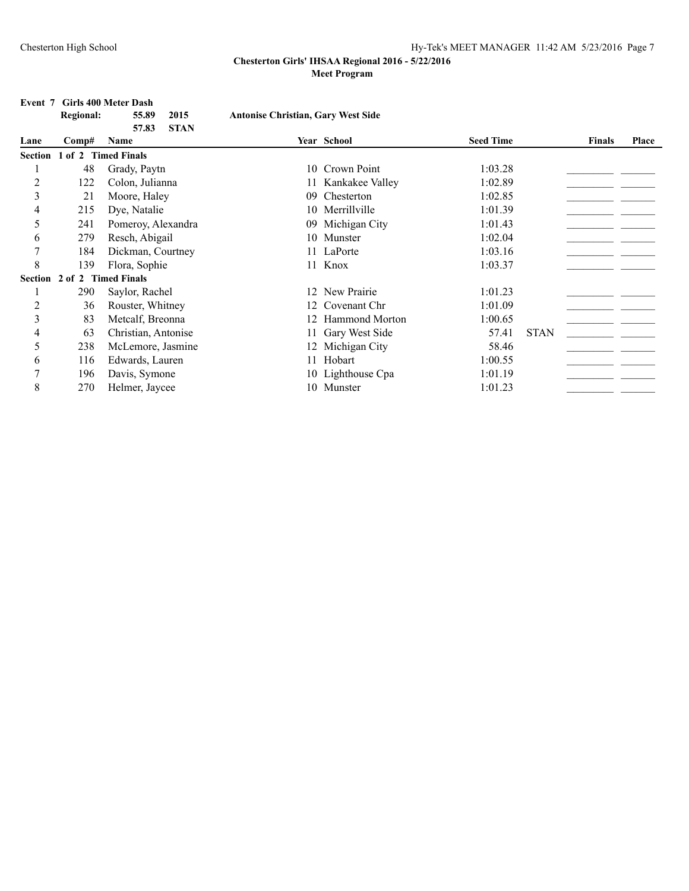# Chesterton Girls' IHSAA Regional 2016 - 5/22/2016

## Meet Program

### Event 7 Girls 400 Meter Dash

**Regional:** 55.89 2015 **Antonise Christian, Gary West Side**

57.83 **STAN**

| Lane | Comp# | Name | Year | School | Seed Time | | Finals | Place |
|---|---|---|---|---|---|---|---|---|
| **Section 1 of 2 Timed Finals** | | | | | | | | |
| 1 | 48 | Grady, Paytn | 10 | Crown Point | 1:03.28 | | ________ | ______ |
| 2 | 122 | Colon, Julianna | 11 | Kankakee Valley | 1:02.89 | | ________ | ______ |
| 3 | 21 | Moore, Haley | 09 | Chesterton | 1:02.85 | | ________ | ______ |
| 4 | 215 | Dye, Natalie | 10 | Merrillville | 1:01.39 | | ________ | ______ |
| 5 | 241 | Pomeroy, Alexandra | 09 | Michigan City | 1:01.43 | | ________ | ______ |
| 6 | 279 | Resch, Abigail | 10 | Munster | 1:02.04 | | ________ | ______ |
| 7 | 184 | Dickman, Courtney | 11 | LaPorte | 1:03.16 | | ________ | ______ |
| 8 | 139 | Flora, Sophie | 11 | Knox | 1:03.37 | | ________ | ______ |
| **Section 2 of 2 Timed Finals** | | | | | | | | |
| 1 | 290 | Saylor, Rachel | 12 | New Prairie | 1:01.23 | | ________ | ______ |
| 2 | 36 | Rouster, Whitney | 12 | Covenant Chr | 1:01.09 | | ________ | ______ |
| 3 | 83 | Metcalf, Breonna | 12 | Hammond Morton | 1:00.65 | | ________ | ______ |
| 4 | 63 | Christian, Antonise | 11 | Gary West Side | 57.41 | STAN | ________ | ______ |
| 5 | 238 | McLemore, Jasmine | 12 | Michigan City | 58.46 | | ________ | ______ |
| 6 | 116 | Edwards, Lauren | 11 | Hobart | 1:00.55 | | ________ | ______ |
| 7 | 196 | Davis, Symone | 10 | Lighthouse Cpa | 1:01.19 | | ________ | ______ |
| 8 | 270 | Helmer, Jaycee | 10 | Munster | 1:01.23 | | ________ | ______ |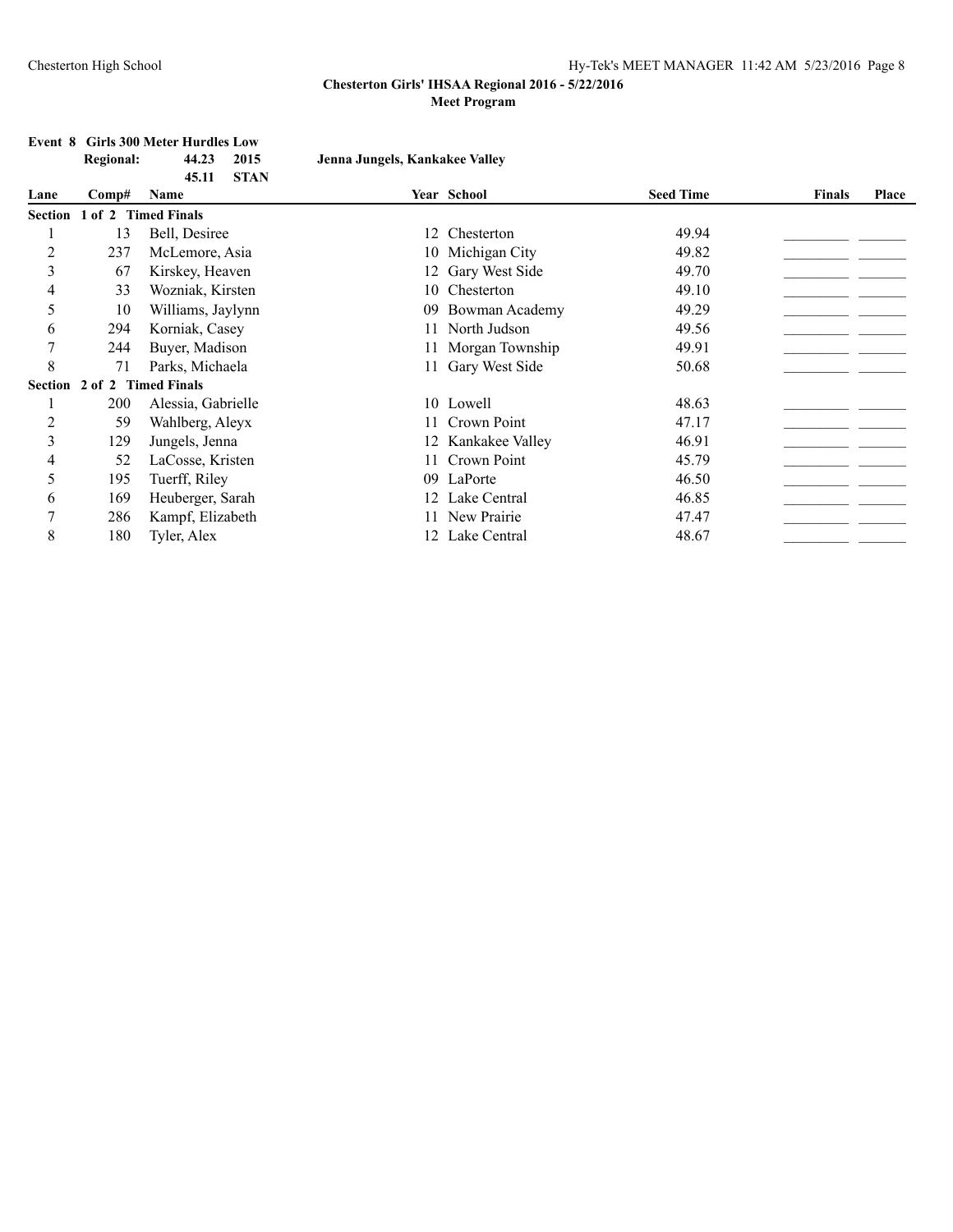**Chesterton Girls' IHSAA Regional 2016 - 5/22/2016**

**Meet Program**

**Event 8 Girls 300 Meter Hurdles Low**

| | | | |
|---|---|---|---|
| **Regional:** | **44.23** | **2015** | **Jenna Jungels, Kankakee Valley** |
| | **45.11** | **STAN** | |

| Lane | Comp# | Name | Year | School | Seed Time | Finals | Place |
|---|---|---|---|---|---|---|---|
| **Section 1 of 2 Timed Finals** | | | | | | | |
| 1 | 13 | Bell, Desiree | 12 | Chesterton | 49.94 | _________ | _______ |
| 2 | 237 | McLemore, Asia | 10 | Michigan City | 49.82 | _________ | _______ |
| 3 | 67 | Kirskey, Heaven | 12 | Gary West Side | 49.70 | _________ | _______ |
| 4 | 33 | Wozniak, Kirsten | 10 | Chesterton | 49.10 | _________ | _______ |
| 5 | 10 | Williams, Jaylynn | 09 | Bowman Academy | 49.29 | _________ | _______ |
| 6 | 294 | Korniak, Casey | 11 | North Judson | 49.56 | _________ | _______ |
| 7 | 244 | Buyer, Madison | 11 | Morgan Township | 49.91 | _________ | _______ |
| 8 | 71 | Parks, Michaela | 11 | Gary West Side | 50.68 | _________ | _______ |
| **Section 2 of 2 Timed Finals** | | | | | | | |
| 1 | 200 | Alessia, Gabrielle | 10 | Lowell | 48.63 | _________ | _______ |
| 2 | 59 | Wahlberg, Aleyx | 11 | Crown Point | 47.17 | _________ | _______ |
| 3 | 129 | Jungels, Jenna | 12 | Kankakee Valley | 46.91 | _________ | _______ |
| 4 | 52 | LaCosse, Kristen | 11 | Crown Point | 45.79 | _________ | _______ |
| 5 | 195 | Tuerff, Riley | 09 | LaPorte | 46.50 | _________ | _______ |
| 6 | 169 | Heuberger, Sarah | 12 | Lake Central | 46.85 | _________ | _______ |
| 7 | 286 | Kampf, Elizabeth | 11 | New Prairie | 47.47 | _________ | _______ |
| 8 | 180 | Tyler, Alex | 12 | Lake Central | 48.67 | _________ | _______ |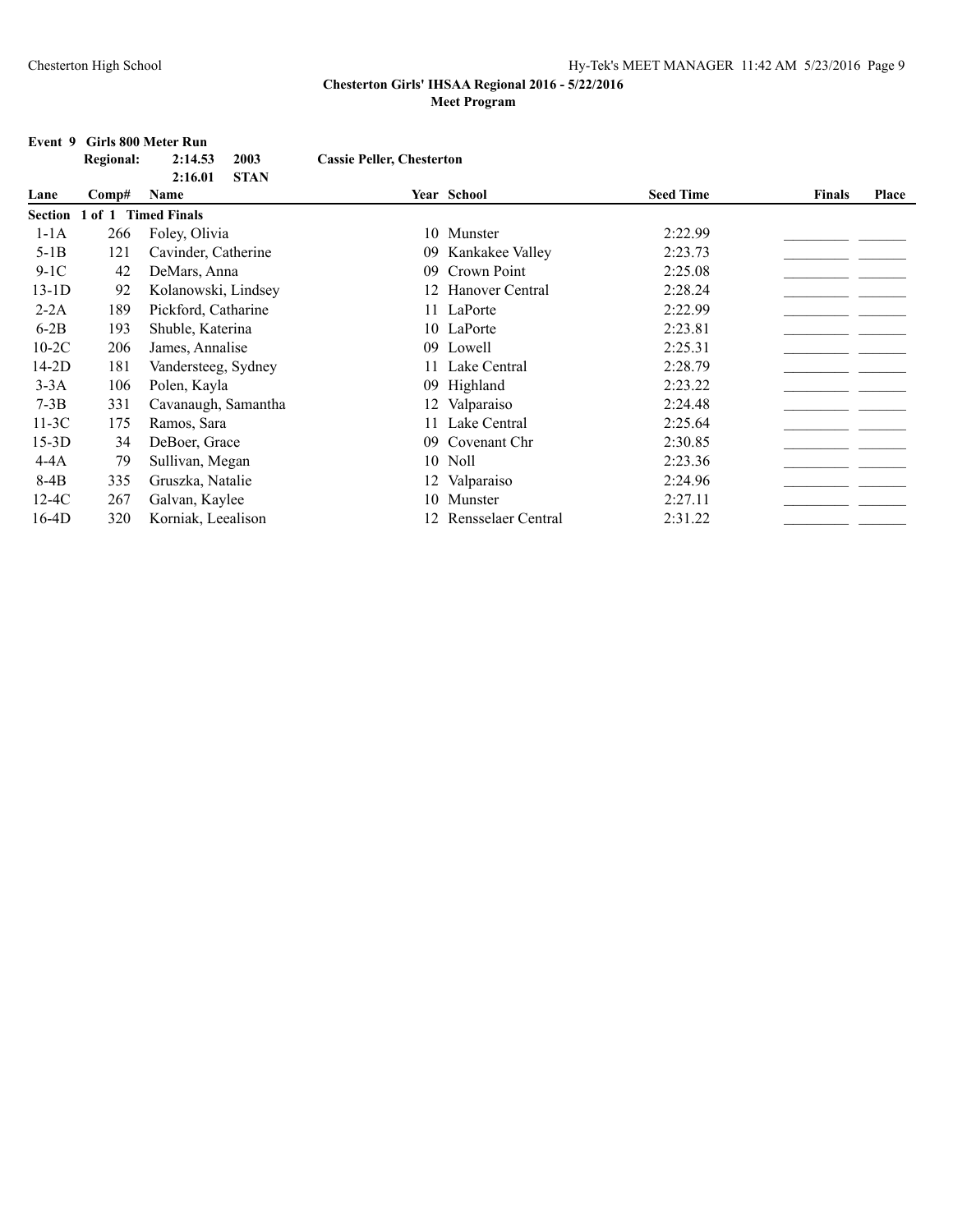## Chesterton Girls' IHSAA Regional 2016 - 5/22/2016
### Meet Program

**Event 9 Girls 800 Meter Run**

| | | | |
|---|---|---|---|
| **Regional:** | **2:14.53** | **2003** | **Cassie Peller, Chesterton** |
| | **2:16.01** | **STAN** | |

| Lane | Comp# | Name | Year | School | Seed Time | Finals | Place |
|---|---|---|---|---|---|---|---|
| **Section 1 of 1 Timed Finals** | | | | | | | |
| 1-1A | 266 | Foley, Olivia | 10 | Munster | 2:22.99 | _________ | _______ |
| 5-1B | 121 | Cavinder, Catherine | 09 | Kankakee Valley | 2:23.73 | _________ | _______ |
| 9-1C | 42 | DeMars, Anna | 09 | Crown Point | 2:25.08 | _________ | _______ |
| 13-1D | 92 | Kolanowski, Lindsey | 12 | Hanover Central | 2:28.24 | _________ | _______ |
| 2-2A | 189 | Pickford, Catharine | 11 | LaPorte | 2:22.99 | _________ | _______ |
| 6-2B | 193 | Shuble, Katerina | 10 | LaPorte | 2:23.81 | _________ | _______ |
| 10-2C | 206 | James, Annalise | 09 | Lowell | 2:25.31 | _________ | _______ |
| 14-2D | 181 | Vandersteeg, Sydney | 11 | Lake Central | 2:28.79 | _________ | _______ |
| 3-3A | 106 | Polen, Kayla | 09 | Highland | 2:23.22 | _________ | _______ |
| 7-3B | 331 | Cavanaugh, Samantha | 12 | Valparaiso | 2:24.48 | _________ | _______ |
| 11-3C | 175 | Ramos, Sara | 11 | Lake Central | 2:25.64 | _________ | _______ |
| 15-3D | 34 | DeBoer, Grace | 09 | Covenant Chr | 2:30.85 | _________ | _______ |
| 4-4A | 79 | Sullivan, Megan | 10 | Noll | 2:23.36 | _________ | _______ |
| 8-4B | 335 | Gruszka, Natalie | 12 | Valparaiso | 2:24.96 | _________ | _______ |
| 12-4C | 267 | Galvan, Kaylee | 10 | Munster | 2:27.11 | _________ | _______ |
| 16-4D | 320 | Korniak, Leealison | 12 | Rensselaer Central | 2:31.22 | _________ | _______ |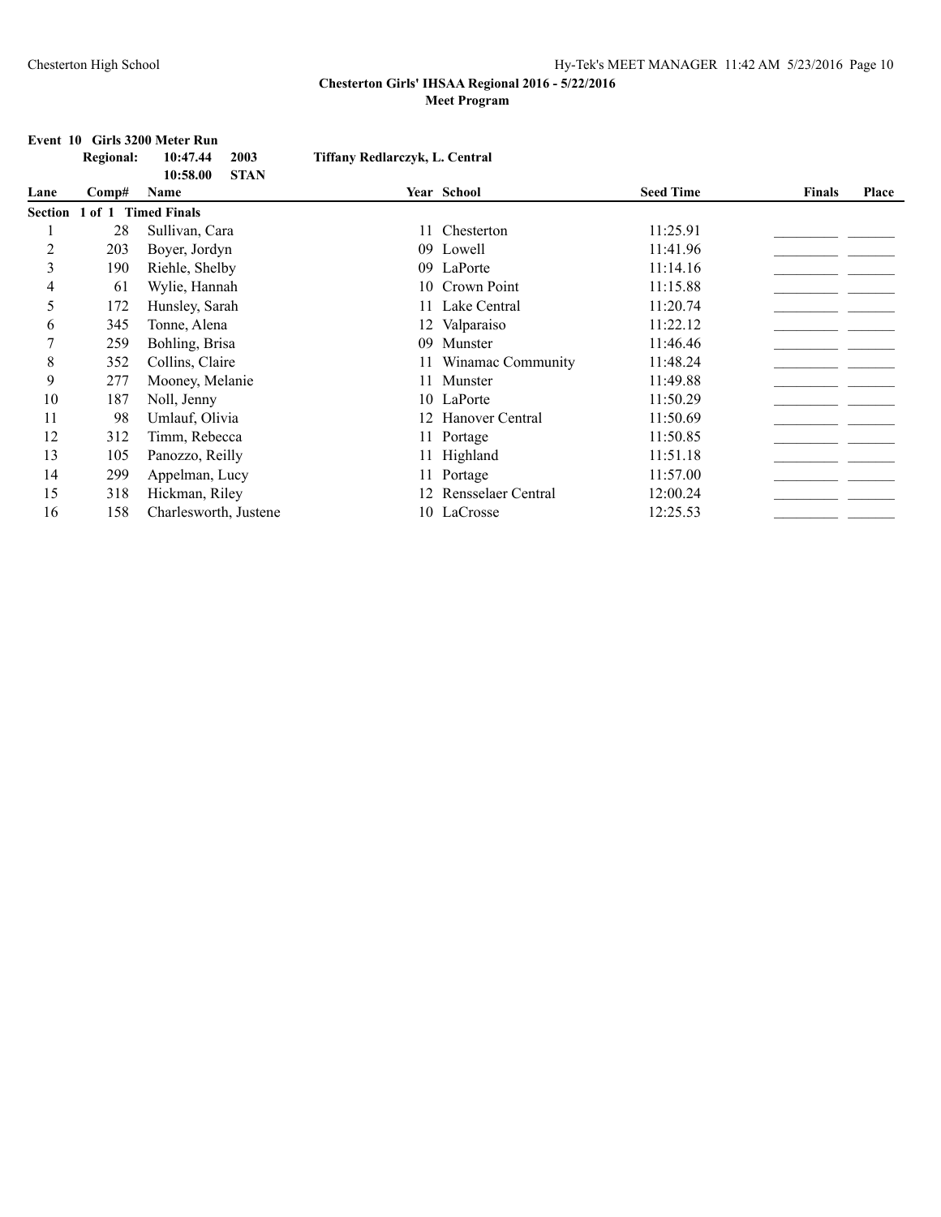# Chesterton Girls' IHSAA Regional 2016 - 5/22/2016

## Meet Program

### Event 10 Girls 3200 Meter Run

**Regional:** 10:47.44 2003 Tiffany Redlarczyk, L. Central
10:58.00 STAN

| Lane | Comp# | Name | Year | School | Seed Time | Finals | Place |
|---|---|---|---|---|---|---|---|
| **Section 1 of 1 Timed Finals** | | | | | | | |
| 1 | 28 | Sullivan, Cara | 11 | Chesterton | 11:25.91 | | |
| 2 | 203 | Boyer, Jordyn | 09 | Lowell | 11:41.96 | | |
| 3 | 190 | Riehle, Shelby | 09 | LaPorte | 11:14.16 | | |
| 4 | 61 | Wylie, Hannah | 10 | Crown Point | 11:15.88 | | |
| 5 | 172 | Hunsley, Sarah | 11 | Lake Central | 11:20.74 | | |
| 6 | 345 | Tonne, Alena | 12 | Valparaiso | 11:22.12 | | |
| 7 | 259 | Bohling, Brisa | 09 | Munster | 11:46.46 | | |
| 8 | 352 | Collins, Claire | 11 | Winamac Community | 11:48.24 | | |
| 9 | 277 | Mooney, Melanie | 11 | Munster | 11:49.88 | | |
| 10 | 187 | Noll, Jenny | 10 | LaPorte | 11:50.29 | | |
| 11 | 98 | Umlauf, Olivia | 12 | Hanover Central | 11:50.69 | | |
| 12 | 312 | Timm, Rebecca | 11 | Portage | 11:50.85 | | |
| 13 | 105 | Panozzo, Reilly | 11 | Highland | 11:51.18 | | |
| 14 | 299 | Appelman, Lucy | 11 | Portage | 11:57.00 | | |
| 15 | 318 | Hickman, Riley | 12 | Rensselaer Central | 12:00.24 | | |
| 16 | 158 | Charlesworth, Justene | 10 | LaCrosse | 12:25.53 | | |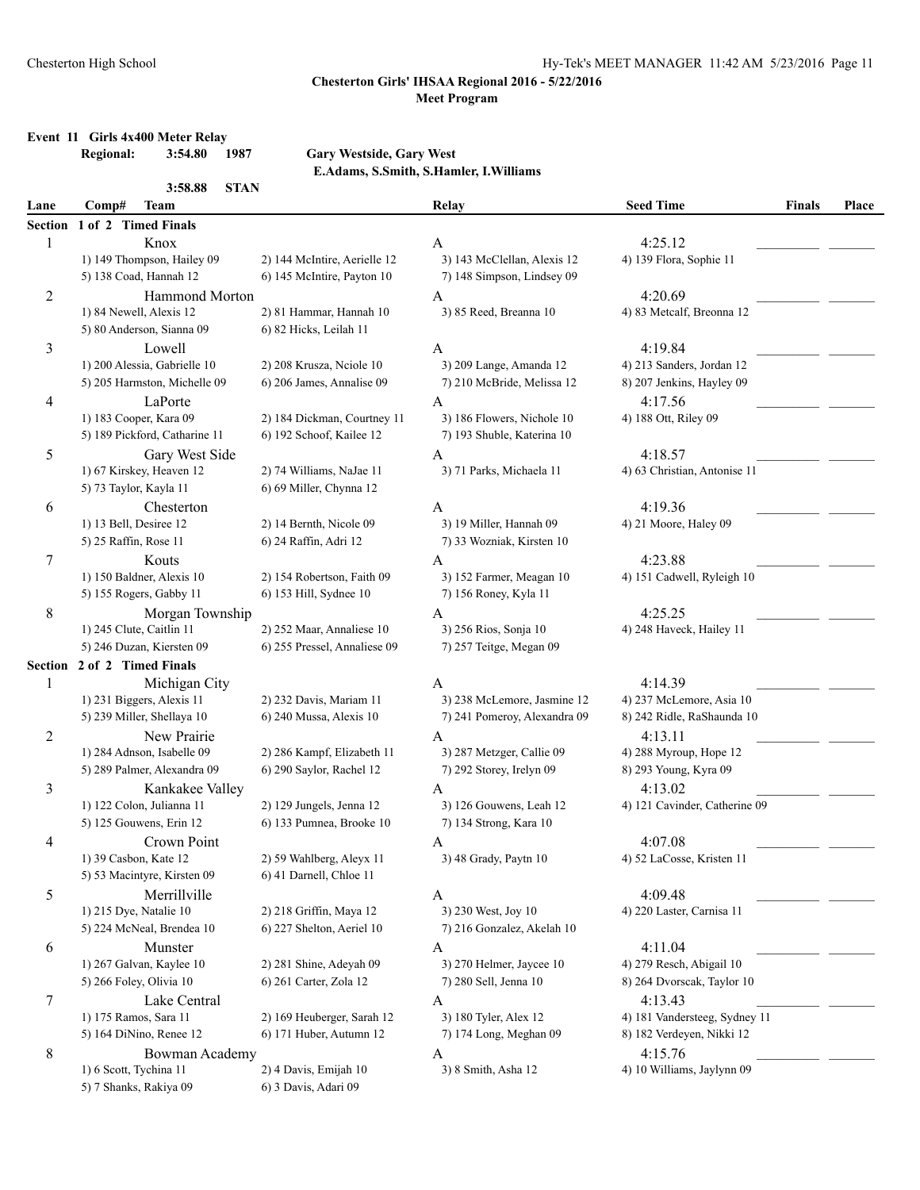**Chesterton Girls' IHSAA Regional 2016 - 5/22/2016**
**Meet Program**

**Event 11 Girls 4x400 Meter Relay**

**Regional:** 3:54.80 1987 Gary Westside, Gary West
E.Adams, S.Smith, S.Hamler, I.Williams

3:58.88 STAN

| Lane | Comp# Team | | Relay | Seed Time | Finals | Place |
|---|---|---|---|---|---|---|
| **Section 1 of 2 Timed Finals** | | | | | | |
| 1 | Knox | | A | 4:25.12 | _________ | _______ |
| | 1) 149 Thompson, Hailey 09 | 2) 144 McIntire, Aerielle 12 | 3) 143 McClellan, Alexis 12 | 4) 139 Flora, Sophie 11 | | |
| | 5) 138 Coad, Hannah 12 | 6) 145 McIntire, Payton 10 | 7) 148 Simpson, Lindsey 09 | | | |
| 2 | Hammond Morton | | A | 4:20.69 | _________ | _______ |
| | 1) 84 Newell, Alexis 12 | 2) 81 Hammar, Hannah 10 | 3) 85 Reed, Breanna 10 | 4) 83 Metcalf, Breonna 12 | | |
| | 5) 80 Anderson, Sianna 09 | 6) 82 Hicks, Leilah 11 | | | | |
| 3 | Lowell | | A | 4:19.84 | _________ | _______ |
| | 1) 200 Alessia, Gabrielle 10 | 2) 208 Krusza, Nciole 10 | 3) 209 Lange, Amanda 12 | 4) 213 Sanders, Jordan 12 | | |
| | 5) 205 Harmston, Michelle 09 | 6) 206 James, Annalise 09 | 7) 210 McBride, Melissa 12 | 8) 207 Jenkins, Hayley 09 | | |
| 4 | LaPorte | | A | 4:17.56 | _________ | _______ |
| | 1) 183 Cooper, Kara 09 | 2) 184 Dickman, Courtney 11 | 3) 186 Flowers, Nichole 10 | 4) 188 Ott, Riley 09 | | |
| | 5) 189 Pickford, Catharine 11 | 6) 192 Schoof, Kailee 12 | 7) 193 Shuble, Katerina 10 | | | |
| 5 | Gary West Side | | A | 4:18.57 | _________ | _______ |
| | 1) 67 Kirskey, Heaven 12 | 2) 74 Williams, NaJae 11 | 3) 71 Parks, Michaela 11 | 4) 63 Christian, Antonise 11 | | |
| | 5) 73 Taylor, Kayla 11 | 6) 69 Miller, Chynna 12 | | | | |
| 6 | Chesterton | | A | 4:19.36 | _________ | _______ |
| | 1) 13 Bell, Desiree 12 | 2) 14 Bernth, Nicole 09 | 3) 19 Miller, Hannah 09 | 4) 21 Moore, Haley 09 | | |
| | 5) 25 Raffin, Rose 11 | 6) 24 Raffin, Adri 12 | 7) 33 Wozniak, Kirsten 10 | | | |
| 7 | Kouts | | A | 4:23.88 | _________ | _______ |
| | 1) 150 Baldner, Alexis 10 | 2) 154 Robertson, Faith 09 | 3) 152 Farmer, Meagan 10 | 4) 151 Cadwell, Ryleigh 10 | | |
| | 5) 155 Rogers, Gabby 11 | 6) 153 Hill, Sydnee 10 | 7) 156 Roney, Kyla 11 | | | |
| 8 | Morgan Township | | A | 4:25.25 | _________ | _______ |
| | 1) 245 Clute, Caitlin 11 | 2) 252 Maar, Annaliese 10 | 3) 256 Rios, Sonja 10 | 4) 248 Haveck, Hailey 11 | | |
| | 5) 246 Duzan, Kiersten 09 | 6) 255 Pressel, Annaliese 09 | 7) 257 Teitge, Megan 09 | | | |
| **Section 2 of 2 Timed Finals** | | | | | | |
| 1 | Michigan City | | A | 4:14.39 | _________ | _______ |
| | 1) 231 Biggers, Alexis 11 | 2) 232 Davis, Mariam 11 | 3) 238 McLemore, Jasmine 12 | 4) 237 McLemore, Asia 10 | | |
| | 5) 239 Miller, Shellaya 10 | 6) 240 Mussa, Alexis 10 | 7) 241 Pomeroy, Alexandra 09 | 8) 242 Ridle, RaShaunda 10 | | |
| 2 | New Prairie | | A | 4:13.11 | _________ | _______ |
| | 1) 284 Adnson, Isabelle 09 | 2) 286 Kampf, Elizabeth 11 | 3) 287 Metzger, Callie 09 | 4) 288 Myroup, Hope 12 | | |
| | 5) 289 Palmer, Alexandra 09 | 6) 290 Saylor, Rachel 12 | 7) 292 Storey, Irelyn 09 | 8) 293 Young, Kyra 09 | | |
| 3 | Kankakee Valley | | A | 4:13.02 | _________ | _______ |
| | 1) 122 Colon, Julianna 11 | 2) 129 Jungels, Jenna 12 | 3) 126 Gouwens, Leah 12 | 4) 121 Cavinder, Catherine 09 | | |
| | 5) 125 Gouwens, Erin 12 | 6) 133 Pumnea, Brooke 10 | 7) 134 Strong, Kara 10 | | | |
| 4 | Crown Point | | A | 4:07.08 | _________ | _______ |
| | 1) 39 Casbon, Kate 12 | 2) 59 Wahlberg, Aleyx 11 | 3) 48 Grady, Paytn 10 | 4) 52 LaCosse, Kristen 11 | | |
| | 5) 53 Macintyre, Kirsten 09 | 6) 41 Darnell, Chloe 11 | | | | |
| 5 | Merrillville | | A | 4:09.48 | _________ | _______ |
| | 1) 215 Dye, Natalie 10 | 2) 218 Griffin, Maya 12 | 3) 230 West, Joy 10 | 4) 220 Laster, Carnisa 11 | | |
| | 5) 224 McNeal, Brendea 10 | 6) 227 Shelton, Aeriel 10 | 7) 216 Gonzalez, Akelah 10 | | | |
| 6 | Munster | | A | 4:11.04 | _________ | _______ |
| | 1) 267 Galvan, Kaylee 10 | 2) 281 Shine, Adeyah 09 | 3) 270 Helmer, Jaycee 10 | 4) 279 Resch, Abigail 10 | | |
| | 5) 266 Foley, Olivia 10 | 6) 261 Carter, Zola 12 | 7) 280 Sell, Jenna 10 | 8) 264 Dvorscak, Taylor 10 | | |
| 7 | Lake Central | | A | 4:13.43 | _________ | _______ |
| | 1) 175 Ramos, Sara 11 | 2) 169 Heuberger, Sarah 12 | 3) 180 Tyler, Alex 12 | 4) 181 Vandersteeg, Sydney 11 | | |
| | 5) 164 DiNino, Renee 12 | 6) 171 Huber, Autumn 12 | 7) 174 Long, Meghan 09 | 8) 182 Verdeyen, Nikki 12 | | |
| 8 | Bowman Academy | | A | 4:15.76 | _________ | _______ |
| | 1) 6 Scott, Tychina 11 | 2) 4 Davis, Emijah 10 | 3) 8 Smith, Asha 12 | 4) 10 Williams, Jaylynn 09 | | |
| | 5) 7 Shanks, Rakiya 09 | 6) 3 Davis, Adari 09 | | | | |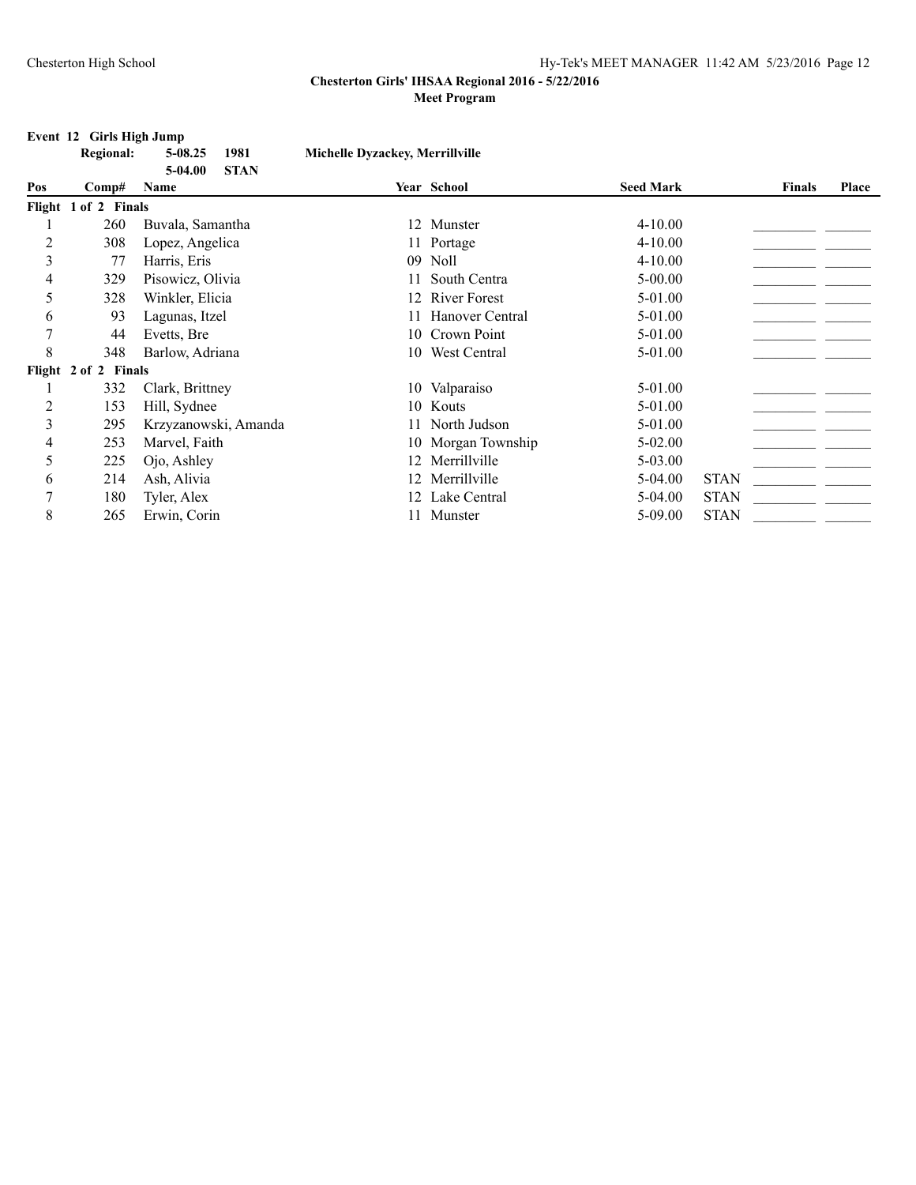**Chesterton Girls' IHSAA Regional 2016 - 5/22/2016**

**Meet Program**

**Event 12 Girls High Jump**

| | | | | |
|---|---|---|---|---|
| **Regional:** | **5-08.25** | **1981** | **Michelle Dyzackey, Merrillville** | |
| | **5-04.00** | **STAN** | | |

| Pos | Comp# | Name | Year | School | Seed Mark | | Finals | Place |
|---|---|---|---|---|---|---|---|---|
| **Flight 1 of 2 Finals** | | | | | | | | |
| 1 | 260 | Buvala, Samantha | 12 | Munster | 4-10.00 | | _________ | _______ |
| 2 | 308 | Lopez, Angelica | 11 | Portage | 4-10.00 | | _________ | _______ |
| 3 | 77 | Harris, Eris | 09 | Noll | 4-10.00 | | _________ | _______ |
| 4 | 329 | Pisowicz, Olivia | 11 | South Centra | 5-00.00 | | _________ | _______ |
| 5 | 328 | Winkler, Elicia | 12 | River Forest | 5-01.00 | | _________ | _______ |
| 6 | 93 | Lagunas, Itzel | 11 | Hanover Central | 5-01.00 | | _________ | _______ |
| 7 | 44 | Evetts, Bre | 10 | Crown Point | 5-01.00 | | _________ | _______ |
| 8 | 348 | Barlow, Adriana | 10 | West Central | 5-01.00 | | _________ | _______ |
| **Flight 2 of 2 Finals** | | | | | | | | |
| 1 | 332 | Clark, Brittney | 10 | Valparaiso | 5-01.00 | | _________ | _______ |
| 2 | 153 | Hill, Sydnee | 10 | Kouts | 5-01.00 | | _________ | _______ |
| 3 | 295 | Krzyzanowski, Amanda | 11 | North Judson | 5-01.00 | | _________ | _______ |
| 4 | 253 | Marvel, Faith | 10 | Morgan Township | 5-02.00 | | _________ | _______ |
| 5 | 225 | Ojo, Ashley | 12 | Merrillville | 5-03.00 | | _________ | _______ |
| 6 | 214 | Ash, Alivia | 12 | Merrillville | 5-04.00 | STAN | _________ | _______ |
| 7 | 180 | Tyler, Alex | 12 | Lake Central | 5-04.00 | STAN | _________ | _______ |
| 8 | 265 | Erwin, Corin | 11 | Munster | 5-09.00 | STAN | _________ | _______ |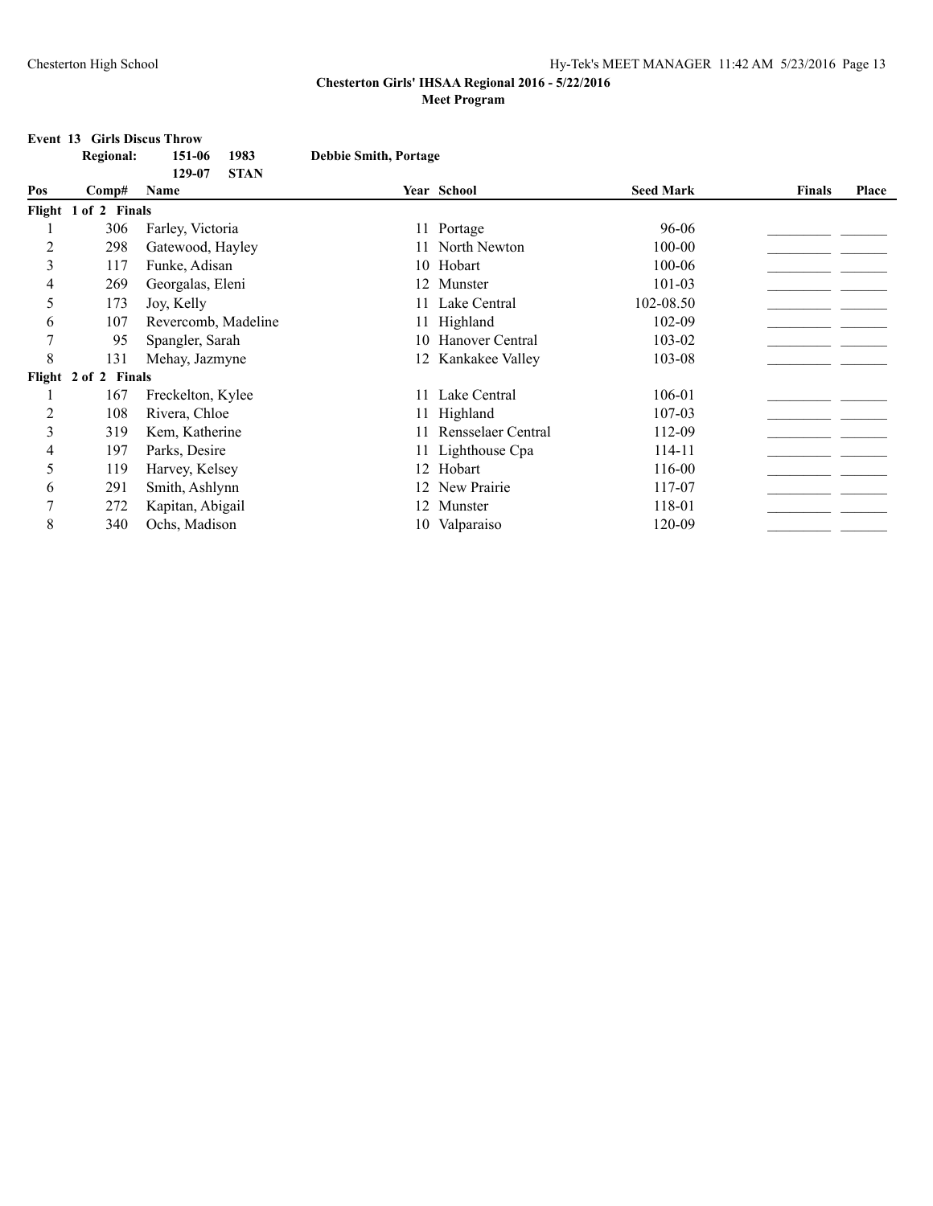**Chesterton Girls' IHSAA Regional 2016 - 5/22/2016**

**Meet Program**

**Event 13 Girls Discus Throw**

| | | | |
|---|---|---|---|
| **Regional:** | **151-06** | **1983** | **Debbie Smith, Portage** |
| | **129-07** | **STAN** | |

| Pos | Comp# | Name | Year | School | Seed Mark | Finals | Place |
|---|---|---|---|---|---|---|---|
| **Flight 1 of 2 Finals** | | | | | | | |
| 1 | 306 | Farley, Victoria | 11 | Portage | 96-06 | _________ | _______ |
| 2 | 298 | Gatewood, Hayley | 11 | North Newton | 100-00 | _________ | _______ |
| 3 | 117 | Funke, Adisan | 10 | Hobart | 100-06 | _________ | _______ |
| 4 | 269 | Georgalas, Eleni | 12 | Munster | 101-03 | _________ | _______ |
| 5 | 173 | Joy, Kelly | 11 | Lake Central | 102-08.50 | _________ | _______ |
| 6 | 107 | Revercomb, Madeline | 11 | Highland | 102-09 | _________ | _______ |
| 7 | 95 | Spangler, Sarah | 10 | Hanover Central | 103-02 | _________ | _______ |
| 8 | 131 | Mehay, Jazmyne | 12 | Kankakee Valley | 103-08 | _________ | _______ |
| **Flight 2 of 2 Finals** | | | | | | | |
| 1 | 167 | Freckelton, Kylee | 11 | Lake Central | 106-01 | _________ | _______ |
| 2 | 108 | Rivera, Chloe | 11 | Highland | 107-03 | _________ | _______ |
| 3 | 319 | Kem, Katherine | 11 | Rensselaer Central | 112-09 | _________ | _______ |
| 4 | 197 | Parks, Desire | 11 | Lighthouse Cpa | 114-11 | _________ | _______ |
| 5 | 119 | Harvey, Kelsey | 12 | Hobart | 116-00 | _________ | _______ |
| 6 | 291 | Smith, Ashlynn | 12 | New Prairie | 117-07 | _________ | _______ |
| 7 | 272 | Kapitan, Abigail | 12 | Munster | 118-01 | _________ | _______ |
| 8 | 340 | Ochs, Madison | 10 | Valparaiso | 120-09 | _________ | _______ |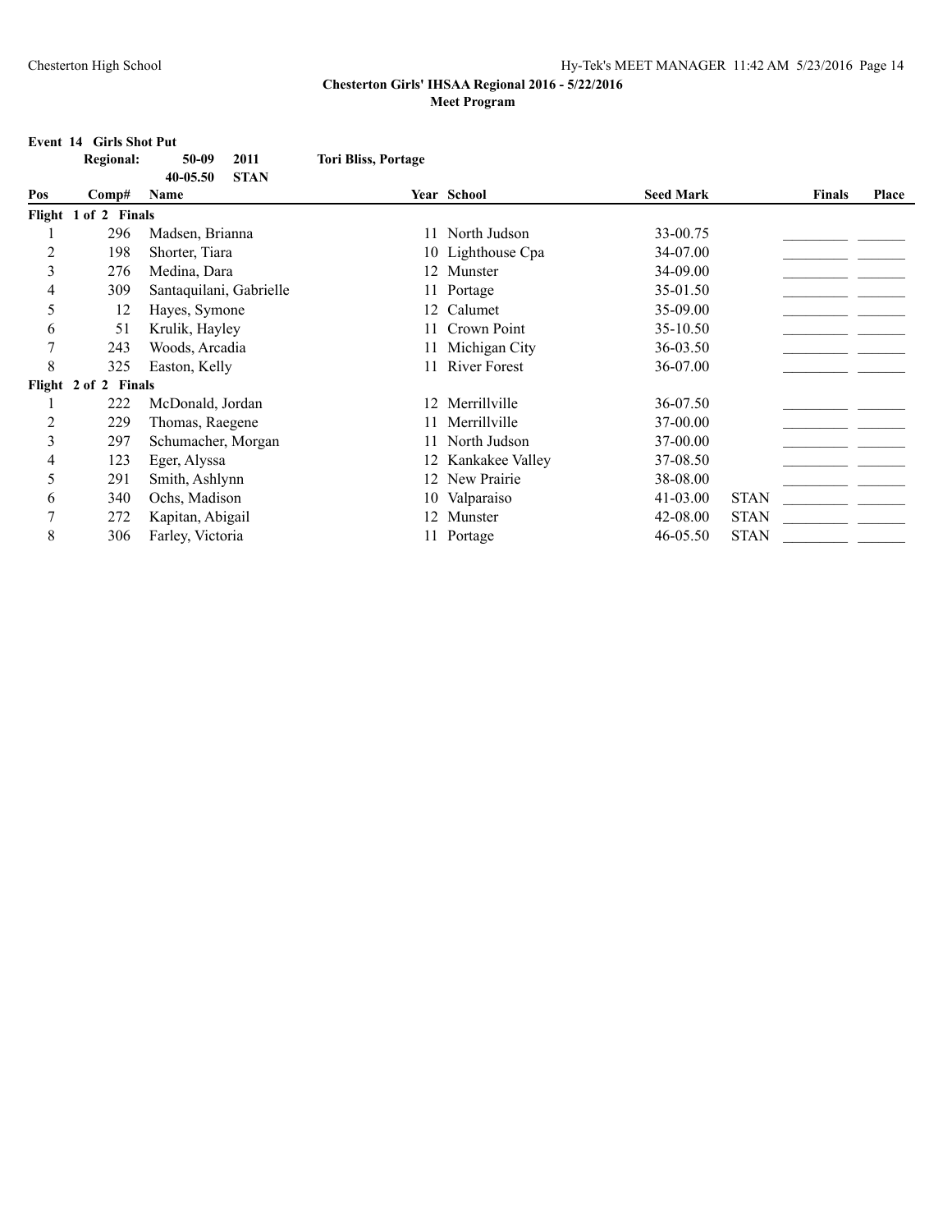## Chesterton Girls' IHSAA Regional 2016 - 5/22/2016

### Meet Program

**Event 14 Girls Shot Put**

**Regional:** 50-09 2011 **Tori Bliss, Portage**

40-05.50 **STAN**

| Pos | Comp# | Name | Year | School | Seed Mark | | Finals | Place |
|---|---|---|---|---|---|---|---|---|
| **Flight 1 of 2 Finals** | | | | | | | | |
| 1 | 296 | Madsen, Brianna | 11 | North Judson | 33-00.75 | | _________ | _______ |
| 2 | 198 | Shorter, Tiara | 10 | Lighthouse Cpa | 34-07.00 | | _________ | _______ |
| 3 | 276 | Medina, Dara | 12 | Munster | 34-09.00 | | _________ | _______ |
| 4 | 309 | Santaquilani, Gabrielle | 11 | Portage | 35-01.50 | | _________ | _______ |
| 5 | 12 | Hayes, Symone | 12 | Calumet | 35-09.00 | | _________ | _______ |
| 6 | 51 | Krulik, Hayley | 11 | Crown Point | 35-10.50 | | _________ | _______ |
| 7 | 243 | Woods, Arcadia | 11 | Michigan City | 36-03.50 | | _________ | _______ |
| 8 | 325 | Easton, Kelly | 11 | River Forest | 36-07.00 | | _________ | _______ |
| **Flight 2 of 2 Finals** | | | | | | | | |
| 1 | 222 | McDonald, Jordan | 12 | Merrillville | 36-07.50 | | _________ | _______ |
| 2 | 229 | Thomas, Raegene | 11 | Merrillville | 37-00.00 | | _________ | _______ |
| 3 | 297 | Schumacher, Morgan | 11 | North Judson | 37-00.00 | | _________ | _______ |
| 4 | 123 | Eger, Alyssa | 12 | Kankakee Valley | 37-08.50 | | _________ | _______ |
| 5 | 291 | Smith, Ashlynn | 12 | New Prairie | 38-08.00 | | _________ | _______ |
| 6 | 340 | Ochs, Madison | 10 | Valparaiso | 41-03.00 | STAN | _________ | _______ |
| 7 | 272 | Kapitan, Abigail | 12 | Munster | 42-08.00 | STAN | _________ | _______ |
| 8 | 306 | Farley, Victoria | 11 | Portage | 46-05.50 | STAN | _________ | _______ |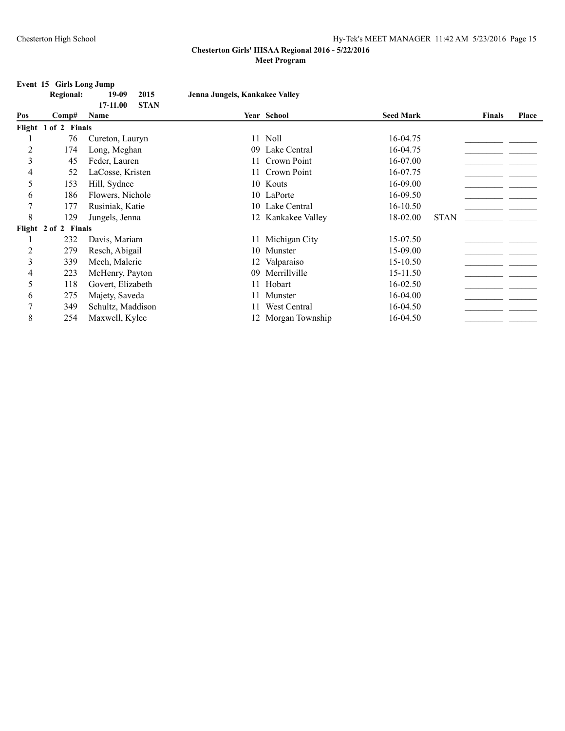**Chesterton Girls' IHSAA Regional 2016 - 5/22/2016**
**Meet Program**

**Event 15 Girls Long Jump**

| | | | | |
|---|---|---|---|---|
| **Regional:** | **19-09** | **2015** | **Jenna Jungels, Kankakee Valley** | |
| | **17-11.00** | **STAN** | | |

| Pos | Comp# | Name | Year | School | Seed Mark | | Finals | Place |
|---|---|---|---|---|---|---|---|---|
| **Flight 1 of 2 Finals** | | | | | | | | |
| 1 | 76 | Cureton, Lauryn | 11 | Noll | 16-04.75 | | ________ | ______ |
| 2 | 174 | Long, Meghan | 09 | Lake Central | 16-04.75 | | ________ | ______ |
| 3 | 45 | Feder, Lauren | 11 | Crown Point | 16-07.00 | | ________ | ______ |
| 4 | 52 | LaCosse, Kristen | 11 | Crown Point | 16-07.75 | | ________ | ______ |
| 5 | 153 | Hill, Sydnee | 10 | Kouts | 16-09.00 | | ________ | ______ |
| 6 | 186 | Flowers, Nichole | 10 | LaPorte | 16-09.50 | | ________ | ______ |
| 7 | 177 | Rusiniak, Katie | 10 | Lake Central | 16-10.50 | | ________ | ______ |
| 8 | 129 | Jungels, Jenna | 12 | Kankakee Valley | 18-02.00 | STAN | ________ | ______ |
| **Flight 2 of 2 Finals** | | | | | | | | |
| 1 | 232 | Davis, Mariam | 11 | Michigan City | 15-07.50 | | ________ | ______ |
| 2 | 279 | Resch, Abigail | 10 | Munster | 15-09.00 | | ________ | ______ |
| 3 | 339 | Mech, Malerie | 12 | Valparaiso | 15-10.50 | | ________ | ______ |
| 4 | 223 | McHenry, Payton | 09 | Merrillville | 15-11.50 | | ________ | ______ |
| 5 | 118 | Govert, Elizabeth | 11 | Hobart | 16-02.50 | | ________ | ______ |
| 6 | 275 | Majety, Saveda | 11 | Munster | 16-04.00 | | ________ | ______ |
| 7 | 349 | Schultz, Maddison | 11 | West Central | 16-04.50 | | ________ | ______ |
| 8 | 254 | Maxwell, Kylee | 12 | Morgan Township | 16-04.50 | | ________ | ______ |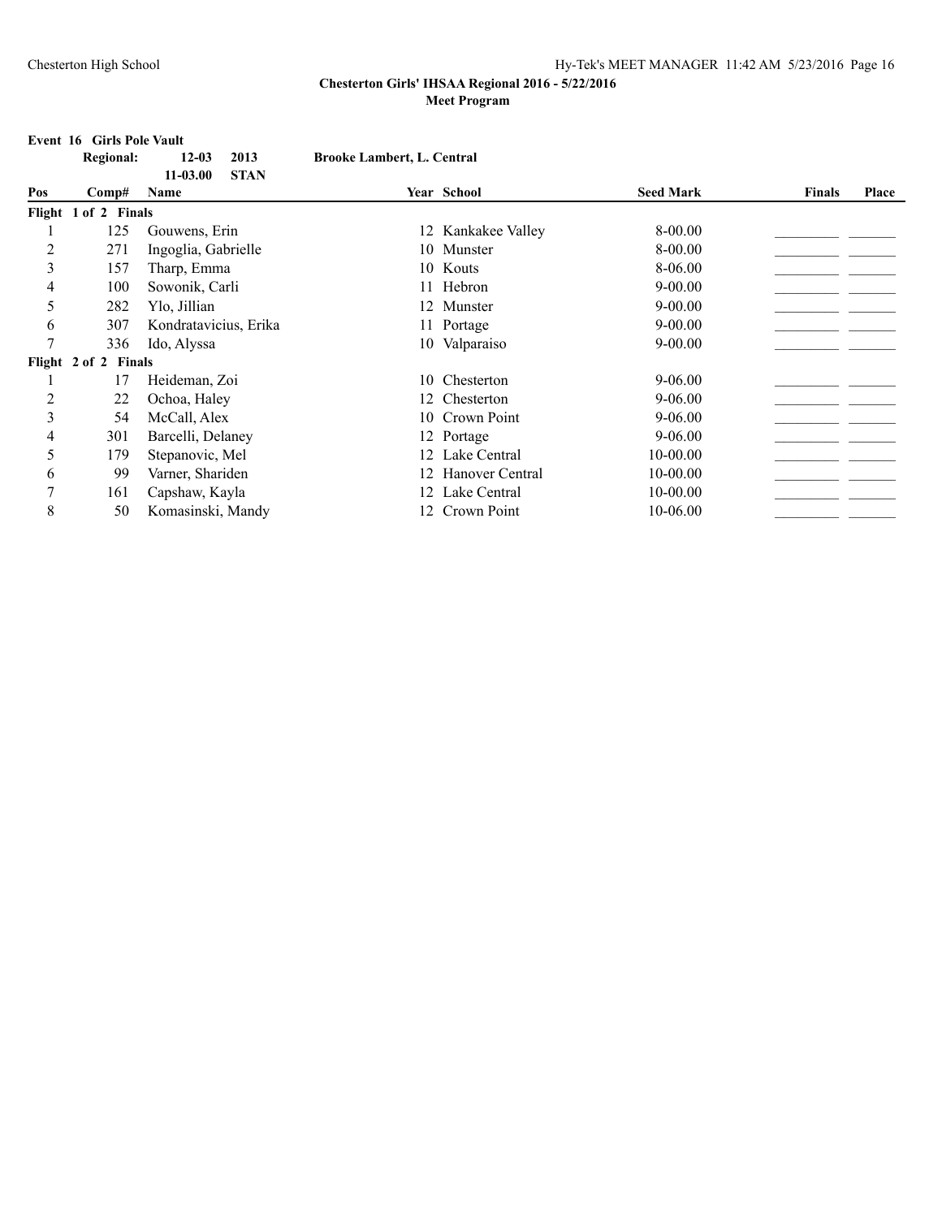**Chesterton Girls' IHSAA Regional 2016 - 5/22/2016**

**Meet Program**

**Event 16 Girls Pole Vault**

| | | | |
|---|---|---|---|
| **Regional:** | **12-03** | **2013** | **Brooke Lambert, L. Central** |
| | **11-03.00** | **STAN** | |

| Pos | Comp# | Name | Year | School | Seed Mark | Finals | Place |
|---|---|---|---|---|---|---|---|
| **Flight 1 of 2 Finals** | | | | | | | |
| 1 | 125 | Gouwens, Erin | 12 | Kankakee Valley | 8-00.00 | _________ | _______ |
| 2 | 271 | Ingoglia, Gabrielle | 10 | Munster | 8-00.00 | _________ | _______ |
| 3 | 157 | Tharp, Emma | 10 | Kouts | 8-06.00 | _________ | _______ |
| 4 | 100 | Sowonik, Carli | 11 | Hebron | 9-00.00 | _________ | _______ |
| 5 | 282 | Ylo, Jillian | 12 | Munster | 9-00.00 | _________ | _______ |
| 6 | 307 | Kondratavicius, Erika | 11 | Portage | 9-00.00 | _________ | _______ |
| 7 | 336 | Ido, Alyssa | 10 | Valparaiso | 9-00.00 | _________ | _______ |
| **Flight 2 of 2 Finals** | | | | | | | |
| 1 | 17 | Heideman, Zoi | 10 | Chesterton | 9-06.00 | _________ | _______ |
| 2 | 22 | Ochoa, Haley | 12 | Chesterton | 9-06.00 | _________ | _______ |
| 3 | 54 | McCall, Alex | 10 | Crown Point | 9-06.00 | _________ | _______ |
| 4 | 301 | Barcelli, Delaney | 12 | Portage | 9-06.00 | _________ | _______ |
| 5 | 179 | Stepanovic, Mel | 12 | Lake Central | 10-00.00 | _________ | _______ |
| 6 | 99 | Varner, Shariden | 12 | Hanover Central | 10-00.00 | _________ | _______ |
| 7 | 161 | Capshaw, Kayla | 12 | Lake Central | 10-00.00 | _________ | _______ |
| 8 | 50 | Komasinski, Mandy | 12 | Crown Point | 10-06.00 | _________ | _______ |